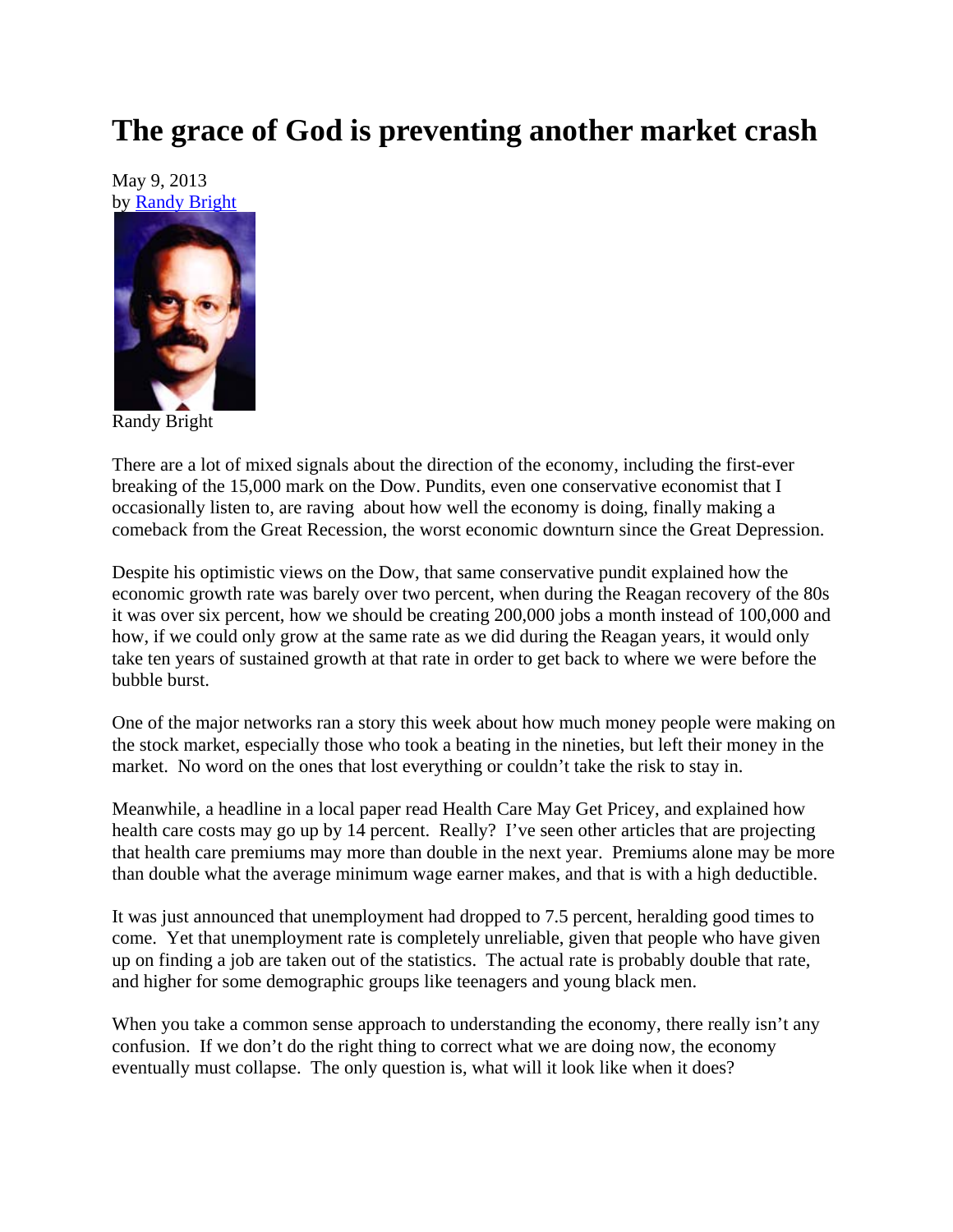# The grace of God is preventing another market crash

May 9, 2013
by [Randy Bright]

Randy Bright

There are a lot of mixed signals about the direction of the economy, including the first-ever breaking of the 15,000 mark on the Dow. Pundits, even one conservative economist that I occasionally listen to, are raving about how well the economy is doing, finally making a comeback from the Great Recession, the worst economic downturn since the Great Depression.

Despite his optimistic views on the Dow, that same conservative pundit explained how the economic growth rate was barely over two percent, when during the Reagan recovery of the 80s it was over six percent, how we should be creating 200,000 jobs a month instead of 100,000 and how, if we could only grow at the same rate as we did during the Reagan years, it would only take ten years of sustained growth at that rate in order to get back to where we were before the bubble burst.

One of the major networks ran a story this week about how much money people were making on the stock market, especially those who took a beating in the nineties, but left their money in the market. No word on the ones that lost everything or couldn't take the risk to stay in.

Meanwhile, a headline in a local paper read Health Care May Get Pricey, and explained how health care costs may go up by 14 percent. Really? I've seen other articles that are projecting that health care premiums may more than double in the next year. Premiums alone may be more than double what the average minimum wage earner makes, and that is with a high deductible.

It was just announced that unemployment had dropped to 7.5 percent, heralding good times to come. Yet that unemployment rate is completely unreliable, given that people who have given up on finding a job are taken out of the statistics. The actual rate is probably double that rate, and higher for some demographic groups like teenagers and young black men.

When you take a common sense approach to understanding the economy, there really isn't any confusion. If we don't do the right thing to correct what we are doing now, the economy eventually must collapse. The only question is, what will it look like when it does?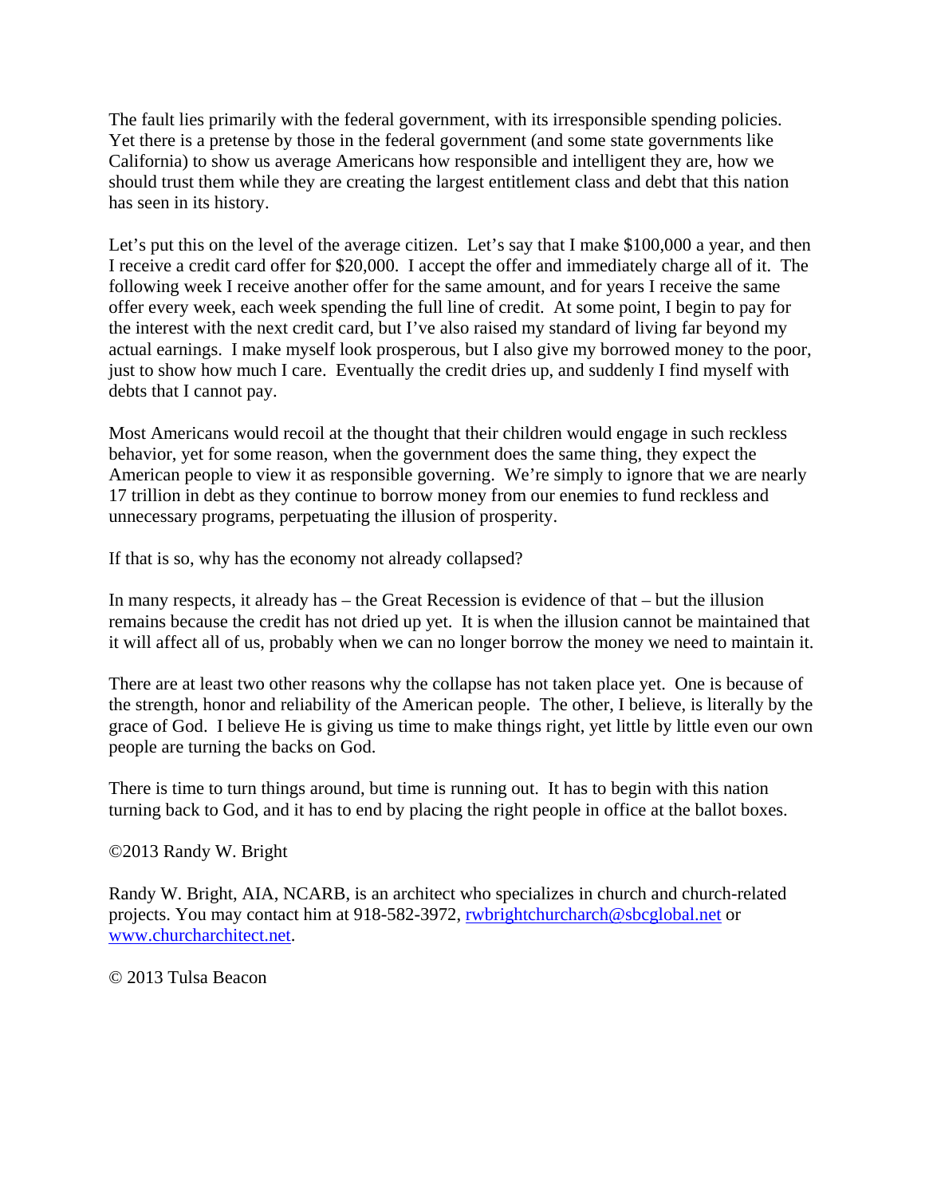The fault lies primarily with the federal government, with its irresponsible spending policies. Yet there is a pretense by those in the federal government (and some state governments like California) to show us average Americans how responsible and intelligent they are, how we should trust them while they are creating the largest entitlement class and debt that this nation has seen in its history.

Let's put this on the level of the average citizen. Let's say that I make $100,000 a year, and then I receive a credit card offer for $20,000. I accept the offer and immediately charge all of it. The following week I receive another offer for the same amount, and for years I receive the same offer every week, each week spending the full line of credit. At some point, I begin to pay for the interest with the next credit card, but I've also raised my standard of living far beyond my actual earnings. I make myself look prosperous, but I also give my borrowed money to the poor, just to show how much I care. Eventually the credit dries up, and suddenly I find myself with debts that I cannot pay.

Most Americans would recoil at the thought that their children would engage in such reckless behavior, yet for some reason, when the government does the same thing, they expect the American people to view it as responsible governing. We're simply to ignore that we are nearly 17 trillion in debt as they continue to borrow money from our enemies to fund reckless and unnecessary programs, perpetuating the illusion of prosperity.

If that is so, why has the economy not already collapsed?

In many respects, it already has – the Great Recession is evidence of that – but the illusion remains because the credit has not dried up yet. It is when the illusion cannot be maintained that it will affect all of us, probably when we can no longer borrow the money we need to maintain it.

There are at least two other reasons why the collapse has not taken place yet. One is because of the strength, honor and reliability of the American people. The other, I believe, is literally by the grace of God. I believe He is giving us time to make things right, yet little by little even our own people are turning the backs on God.

There is time to turn things around, but time is running out. It has to begin with this nation turning back to God, and it has to end by placing the right people in office at the ballot boxes.

©2013 Randy W. Bright

Randy W. Bright, AIA, NCARB, is an architect who specializes in church and church-related projects. You may contact him at 918-582-3972, [rwbrightchurcharch@sbcglobal.net](mailto:rwbrightchurcharch@sbcglobal.net) or [www.churcharchitect.net](http://www.churcharchitect.net).

© 2013 Tulsa Beacon